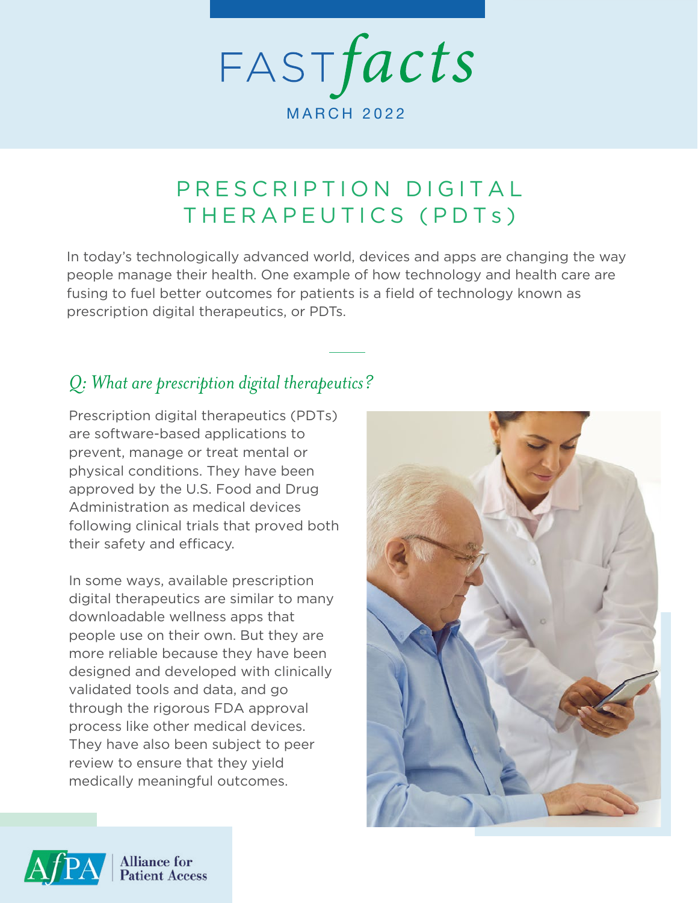# FAST*facts*

MARCH 2022

## PRESCRIPTION DIGITAL THERAPEUTICS (PDTs)

In today's technologically advanced world, devices and apps are changing the way people manage their health. One example of how technology and health care are fusing to fuel better outcomes for patients is a field of technology known as prescription digital therapeutics, or PDTs.

### *Q: What are prescription digital therapeutics?*

Prescription digital therapeutics (PDTs) are software-based applications to prevent, manage or treat mental or physical conditions. They have been approved by the U.S. Food and Drug Administration as medical devices following clinical trials that proved both their safety and efficacy.

In some ways, available prescription digital therapeutics are similar to many downloadable wellness apps that people use on their own. But they are more reliable because they have been designed and developed with clinically validated tools and data, and go through the rigorous FDA approval process like other medical devices. They have also been subject to peer review to ensure that they yield medically meaningful outcomes.

AfPA Alliance for Patient Access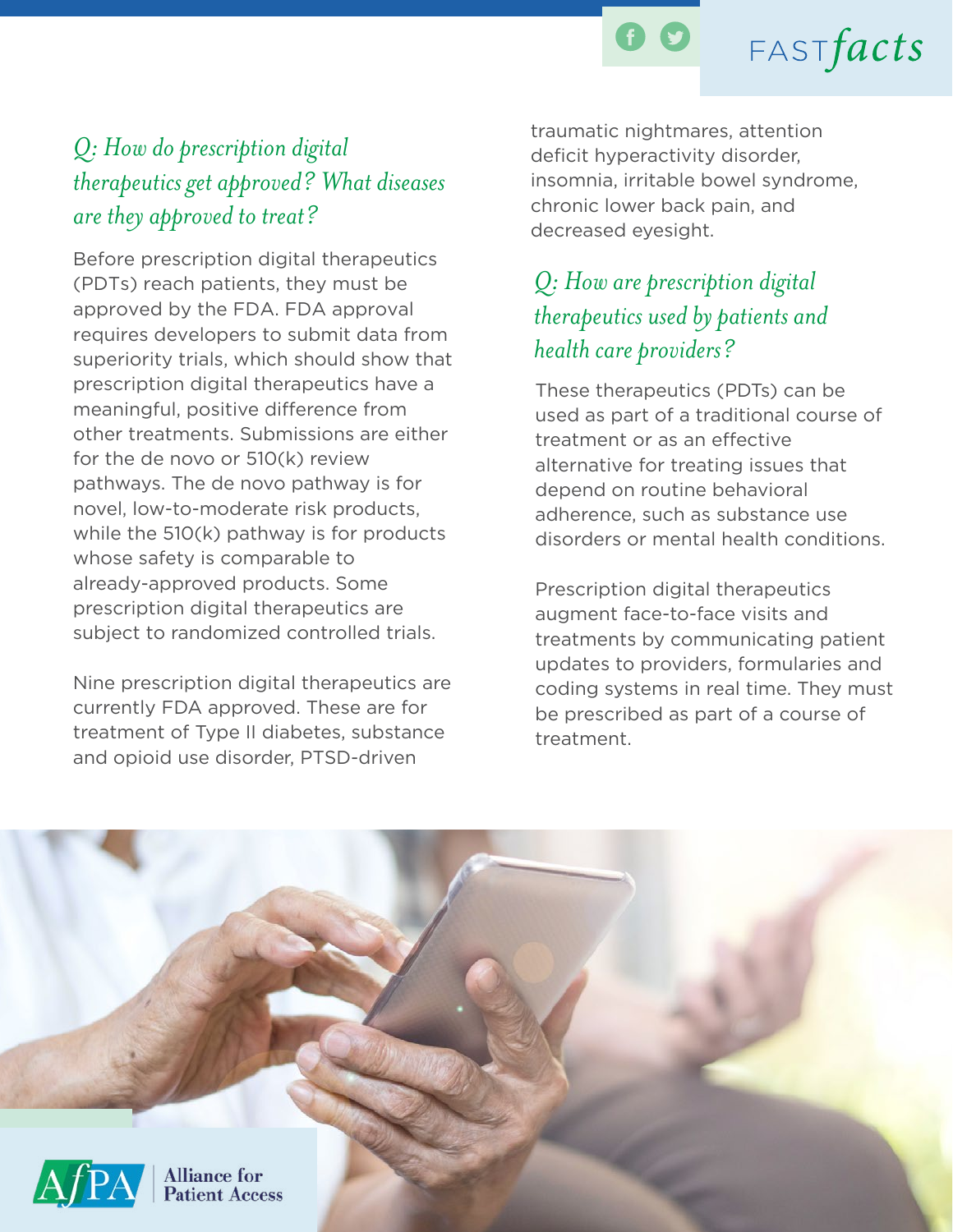### *Q: How do prescription digital therapeutics get approved? What diseases are they approved to treat?*

Before prescription digital therapeutics (PDTs) reach patients, they must be approved by the FDA. FDA approval requires developers to submit data from superiority trials, which should show that prescription digital therapeutics have a meaningful, positive difference from other treatments. Submissions are either for the de novo or 510(k) review pathways. The de novo pathway is for novel, low-to-moderate risk products, while the 510(k) pathway is for products whose safety is comparable to already-approved products. Some prescription digital therapeutics are subject to randomized controlled trials.

Nine prescription digital therapeutics are currently FDA approved. These are for treatment of Type II diabetes, substance and opioid use disorder, PTSD-driven traumatic nightmares, attention deficit hyperactivity disorder, insomnia, irritable bowel syndrome, chronic lower back pain, and decreased eyesight.

### *Q: How are prescription digital therapeutics used by patients and health care providers?*

These therapeutics (PDTs) can be used as part of a traditional course of treatment or as an effective alternative for treating issues that depend on routine behavioral adherence, such as substance use disorders or mental health conditions.

Prescription digital therapeutics augment face-to-face visits and treatments by communicating patient updates to providers, formularies and coding systems in real time. They must be prescribed as part of a course of treatment.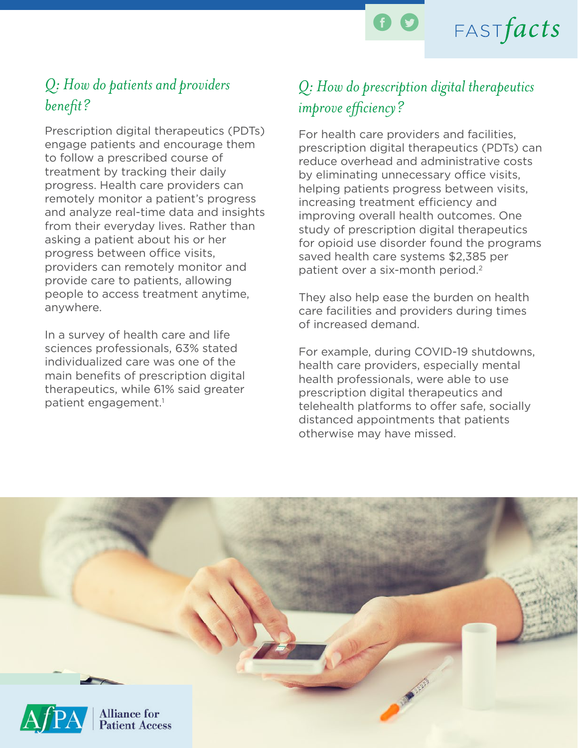## Q: How do patients and providers benefit?

Prescription digital therapeutics (PDTs) engage patients and encourage them to follow a prescribed course of treatment by tracking their daily progress. Health care providers can remotely monitor a patient's progress and analyze real-time data and insights from their everyday lives. Rather than asking a patient about his or her progress between office visits, providers can remotely monitor and provide care to patients, allowing people to access treatment anytime, anywhere.

In a survey of health care and life sciences professionals, 63% stated individualized care was one of the main benefits of prescription digital therapeutics, while 61% said greater patient engagement.[1]

## Q: How do prescription digital therapeutics improve efficiency?

For health care providers and facilities, prescription digital therapeutics (PDTs) can reduce overhead and administrative costs by eliminating unnecessary office visits, helping patients progress between visits, increasing treatment efficiency and improving overall health outcomes. One study of prescription digital therapeutics for opioid use disorder found the programs saved health care systems $2,385 per patient over a six-month period.[2]

They also help ease the burden on health care facilities and providers during times of increased demand.

For example, during COVID-19 shutdowns, health care providers, especially mental health professionals, were able to use prescription digital therapeutics and telehealth platforms to offer safe, socially distanced appointments that patients otherwise may have missed.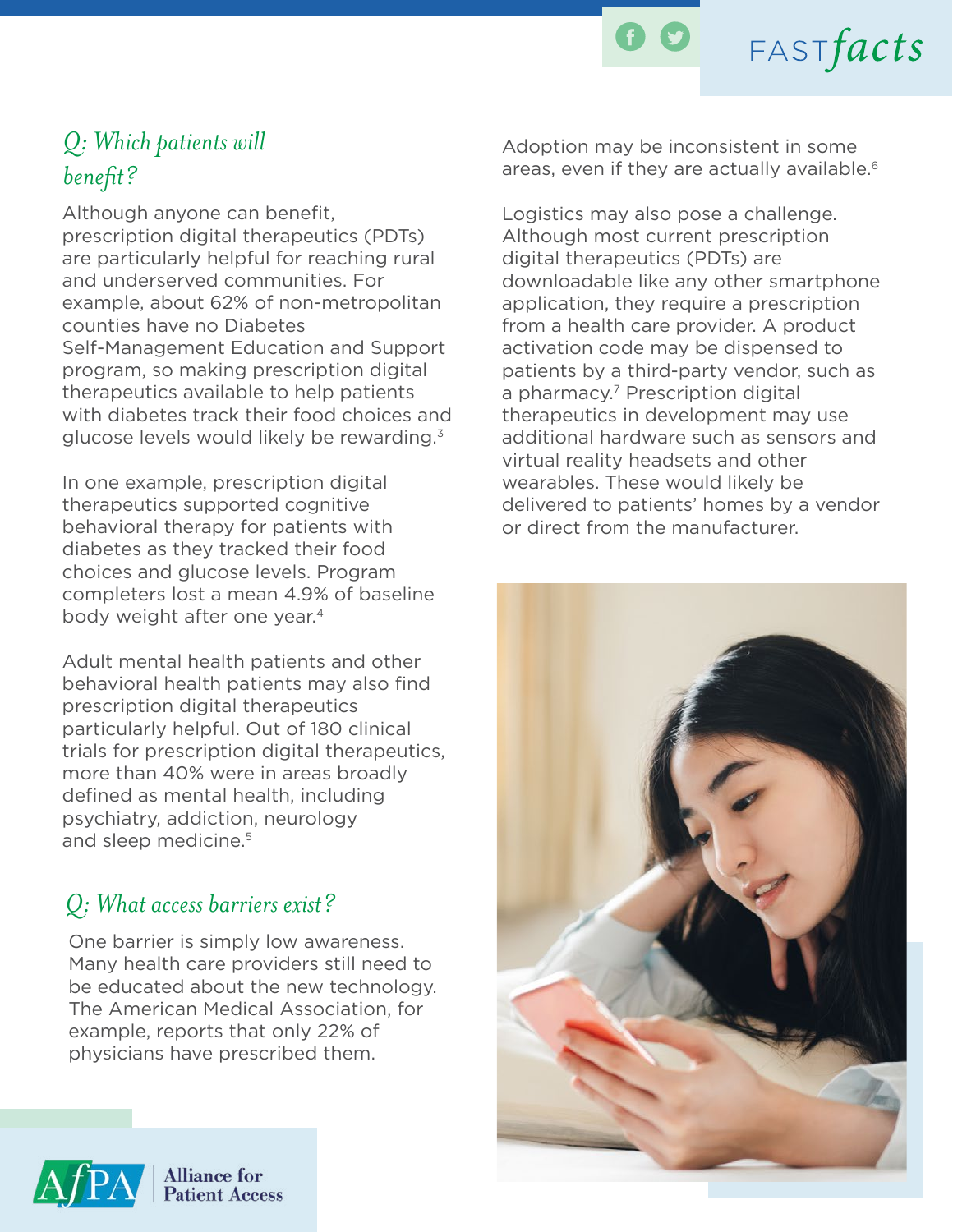## *Q: Which patients will benefit?*

Although anyone can benefit, prescription digital therapeutics (PDTs) are particularly helpful for reaching rural and underserved communities. For example, about 62% of non-metropolitan counties have no Diabetes Self-Management Education and Support program, so making prescription digital therapeutics available to help patients with diabetes track their food choices and glucose levels would likely be rewarding.[3]

In one example, prescription digital therapeutics supported cognitive behavioral therapy for patients with diabetes as they tracked their food choices and glucose levels. Program completers lost a mean 4.9% of baseline body weight after one year.[4]

Adult mental health patients and other behavioral health patients may also find prescription digital therapeutics particularly helpful. Out of 180 clinical trials for prescription digital therapeutics, more than 40% were in areas broadly defined as mental health, including psychiatry, addiction, neurology and sleep medicine.[5]

## *Q: What access barriers exist?*

One barrier is simply low awareness. Many health care providers still need to be educated about the new technology. The American Medical Association, for example, reports that only 22% of physicians have prescribed them.

Adoption may be inconsistent in some areas, even if they are actually available.[6]

Logistics may also pose a challenge. Although most current prescription digital therapeutics (PDTs) are downloadable like any other smartphone application, they require a prescription from a health care provider. A product activation code may be dispensed to patients by a third-party vendor, such as a pharmacy.[7] Prescription digital therapeutics in development may use additional hardware such as sensors and virtual reality headsets and other wearables. These would likely be delivered to patients' homes by a vendor or direct from the manufacturer.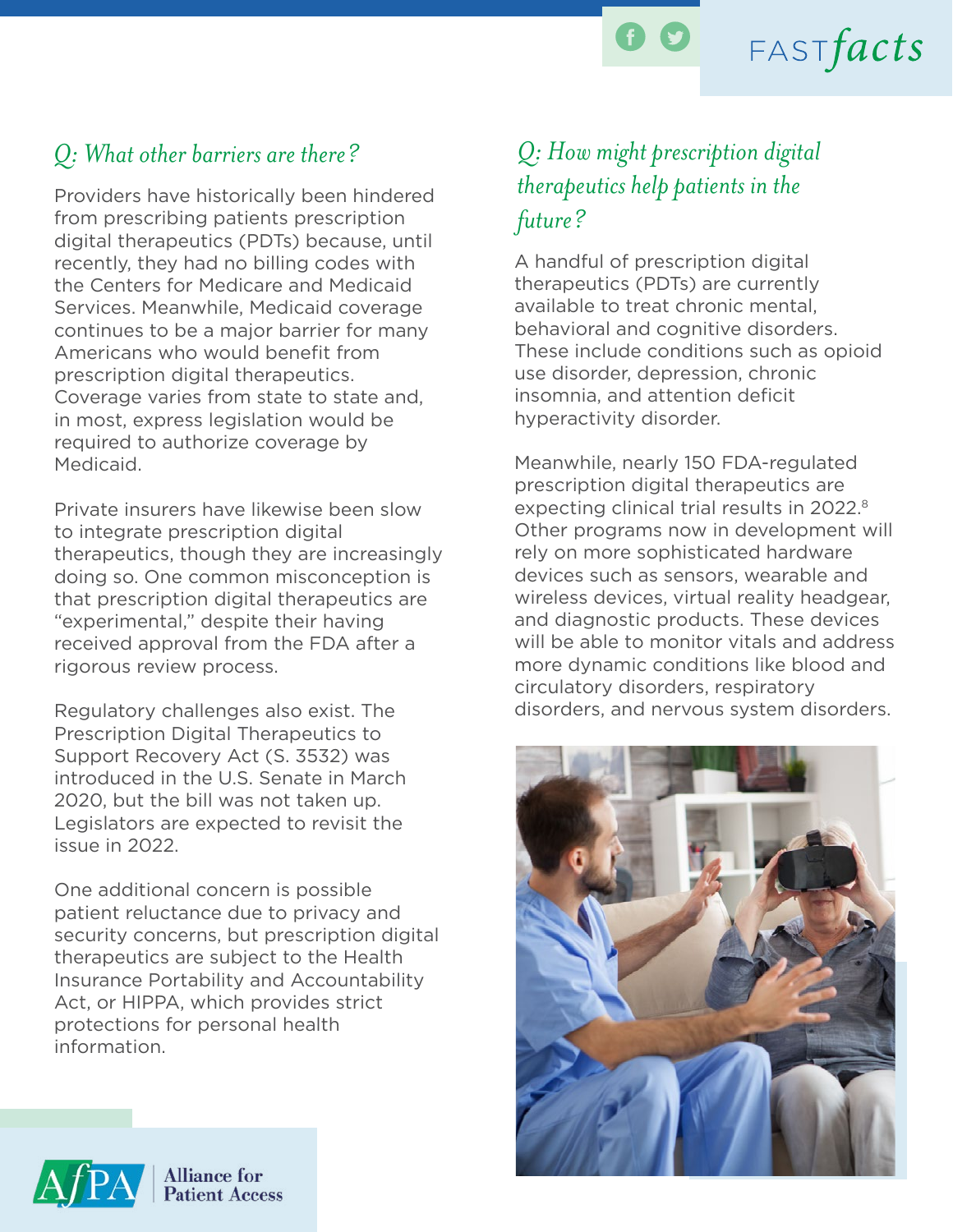## Q: What other barriers are there?

Providers have historically been hindered from prescribing patients prescription digital therapeutics (PDTs) because, until recently, they had no billing codes with the Centers for Medicare and Medicaid Services. Meanwhile, Medicaid coverage continues to be a major barrier for many Americans who would benefit from prescription digital therapeutics. Coverage varies from state to state and, in most, express legislation would be required to authorize coverage by Medicaid.

Private insurers have likewise been slow to integrate prescription digital therapeutics, though they are increasingly doing so. One common misconception is that prescription digital therapeutics are "experimental," despite their having received approval from the FDA after a rigorous review process.

Regulatory challenges also exist. The Prescription Digital Therapeutics to Support Recovery Act (S. 3532) was introduced in the U.S. Senate in March 2020, but the bill was not taken up. Legislators are expected to revisit the issue in 2022.

One additional concern is possible patient reluctance due to privacy and security concerns, but prescription digital therapeutics are subject to the Health Insurance Portability and Accountability Act, or HIPPA, which provides strict protections for personal health information.

## Q: How might prescription digital therapeutics help patients in the future?

A handful of prescription digital therapeutics (PDTs) are currently available to treat chronic mental, behavioral and cognitive disorders. These include conditions such as opioid use disorder, depression, chronic insomnia, and attention deficit hyperactivity disorder.

Meanwhile, nearly 150 FDA-regulated prescription digital therapeutics are expecting clinical trial results in 2022.[8] Other programs now in development will rely on more sophisticated hardware devices such as sensors, wearable and wireless devices, virtual reality headgear, and diagnostic products. These devices will be able to monitor vitals and address more dynamic conditions like blood and circulatory disorders, respiratory disorders, and nervous system disorders.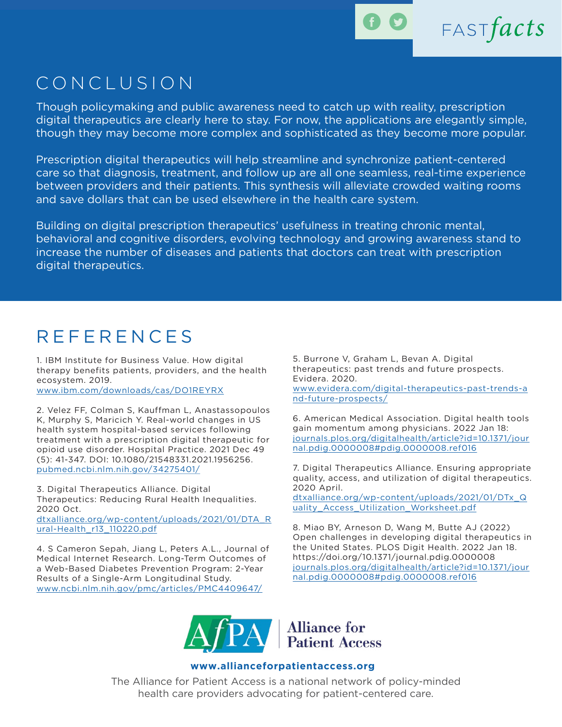FAST*facts*

## CONCLUSION

Though policymaking and public awareness need to catch up with reality, prescription digital therapeutics are clearly here to stay. For now, the applications are elegantly simple, though they may become more complex and sophisticated as they become more popular.

Prescription digital therapeutics will help streamline and synchronize patient-centered care so that diagnosis, treatment, and follow up are all one seamless, real-time experience between providers and their patients. This synthesis will alleviate crowded waiting rooms and save dollars that can be used elsewhere in the health care system.

Building on digital prescription therapeutics' usefulness in treating chronic mental, behavioral and cognitive disorders, evolving technology and growing awareness stand to increase the number of diseases and patients that doctors can treat with prescription digital therapeutics.

## REFERENCES

1. IBM Institute for Business Value. How digital therapy benefits patients, providers, and the health ecosystem. 2019. www.ibm.com/downloads/cas/DO1REYRX

2. Velez FF, Colman S, Kauffman L, Anastassopoulos K, Murphy S, Maricich Y. Real-world changes in US health system hospital-based services following treatment with a prescription digital therapeutic for opioid use disorder. Hospital Practice. 2021 Dec 49 (5): 41-347. DOI: 10.1080/21548331.2021.1956256. pubmed.ncbi.nlm.nih.gov/34275401/

3. Digital Therapeutics Alliance. Digital Therapeutics: Reducing Rural Health Inequalities. 2020 Oct. dtxalliance.org/wp-content/uploads/2021/01/DTA_Rural-Health_r13_110220.pdf

4. S Cameron Sepah, Jiang L, Peters A.L., Journal of Medical Internet Research. Long-Term Outcomes of a Web-Based Diabetes Prevention Program: 2-Year Results of a Single-Arm Longitudinal Study. www.ncbi.nlm.nih.gov/pmc/articles/PMC4409647/

5. Burrone V, Graham L, Bevan A. Digital therapeutics: past trends and future prospects. Evidera. 2020. www.evidera.com/digital-therapeutics-past-trends-and-future-prospects/

6. American Medical Association. Digital health tools gain momentum among physicians. 2022 Jan 18: journals.plos.org/digitalhealth/article?id=10.1371/journal.pdig.0000008#pdig.0000008.ref016

7. Digital Therapeutics Alliance. Ensuring appropriate quality, access, and utilization of digital therapeutics. 2020 April. dtxalliance.org/wp-content/uploads/2021/01/DTx_Quality_Access_Utilization_Worksheet.pdf

8. Miao BY, Arneson D, Wang M, Butte AJ (2022) Open challenges in developing digital therapeutics in the United States. PLOS Digit Health. 2022 Jan 18. https://doi.org/10.1371/journal.pdig.0000008 journals.plos.org/digitalhealth/article?id=10.1371/journal.pdig.0000008#pdig.0000008.ref016

AfPA | Alliance for Patient Access

**www.allianceforpatientaccess.org**

The Alliance for Patient Access is a national network of policy-minded health care providers advocating for patient-centered care.